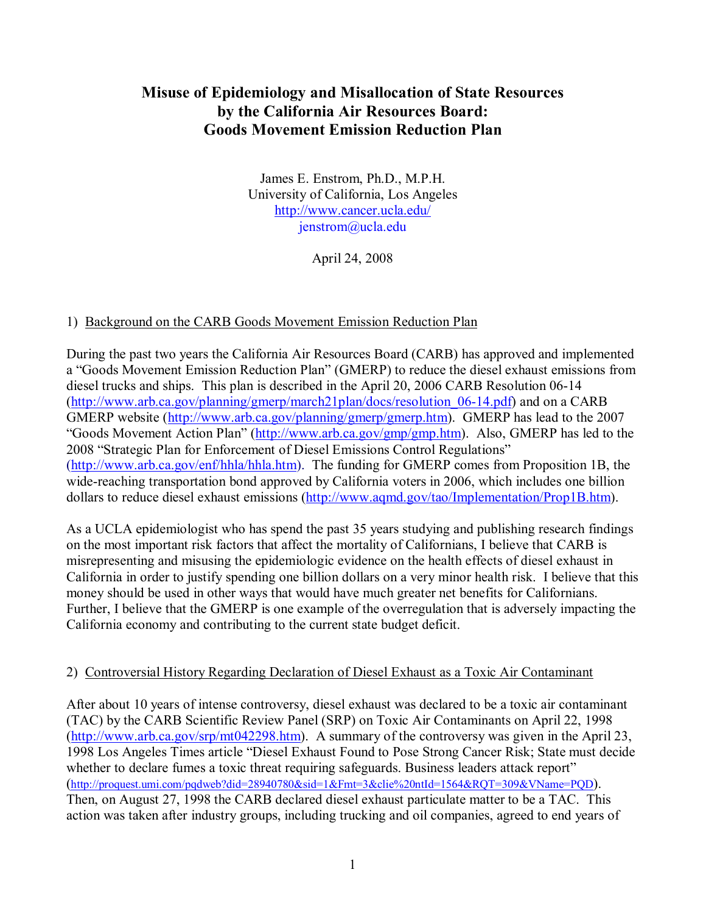# Misuse of Epidemiology and Misallocation of State Resources by the California Air Resources Board: Goods Movement Emission Reduction Plan

James E. Enstrom, Ph.D., M.P.H.
University of California, Los Angeles
http://www.cancer.ucla.edu/
jenstrom@ucla.edu

April 24, 2008

## 1) Background on the CARB Goods Movement Emission Reduction Plan

During the past two years the California Air Resources Board (CARB) has approved and implemented a "Goods Movement Emission Reduction Plan" (GMERP) to reduce the diesel exhaust emissions from diesel trucks and ships. This plan is described in the April 20, 2006 CARB Resolution 06-14 (http://www.arb.ca.gov/planning/gmerp/march21plan/docs/resolution_06-14.pdf) and on a CARB GMERP website (http://www.arb.ca.gov/planning/gmerp/gmerp.htm). GMERP has lead to the 2007 "Goods Movement Action Plan" (http://www.arb.ca.gov/gmp/gmp.htm). Also, GMERP has led to the 2008 "Strategic Plan for Enforcement of Diesel Emissions Control Regulations" (http://www.arb.ca.gov/enf/hhla/hhla.htm). The funding for GMERP comes from Proposition 1B, the wide-reaching transportation bond approved by California voters in 2006, which includes one billion dollars to reduce diesel exhaust emissions (http://www.aqmd.gov/tao/Implementation/Prop1B.htm).

As a UCLA epidemiologist who has spend the past 35 years studying and publishing research findings on the most important risk factors that affect the mortality of Californians, I believe that CARB is misrepresenting and misusing the epidemiologic evidence on the health effects of diesel exhaust in California in order to justify spending one billion dollars on a very minor health risk. I believe that this money should be used in other ways that would have much greater net benefits for Californians. Further, I believe that the GMERP is one example of the overregulation that is adversely impacting the California economy and contributing to the current state budget deficit.

## 2) Controversial History Regarding Declaration of Diesel Exhaust as a Toxic Air Contaminant

After about 10 years of intense controversy, diesel exhaust was declared to be a toxic air contaminant (TAC) by the CARB Scientific Review Panel (SRP) on Toxic Air Contaminants on April 22, 1998 (http://www.arb.ca.gov/srp/mt042298.htm). A summary of the controversy was given in the April 23, 1998 Los Angeles Times article "Diesel Exhaust Found to Pose Strong Cancer Risk; State must decide whether to declare fumes a toxic threat requiring safeguards. Business leaders attack report" (http://proquest.umi.com/pqdweb?did=28940780&sid=1&Fmt=3&clie%20ntId=1564&RQT=309&VName=PQD). Then, on August 27, 1998 the CARB declared diesel exhaust particulate matter to be a TAC. This action was taken after industry groups, including trucking and oil companies, agreed to end years of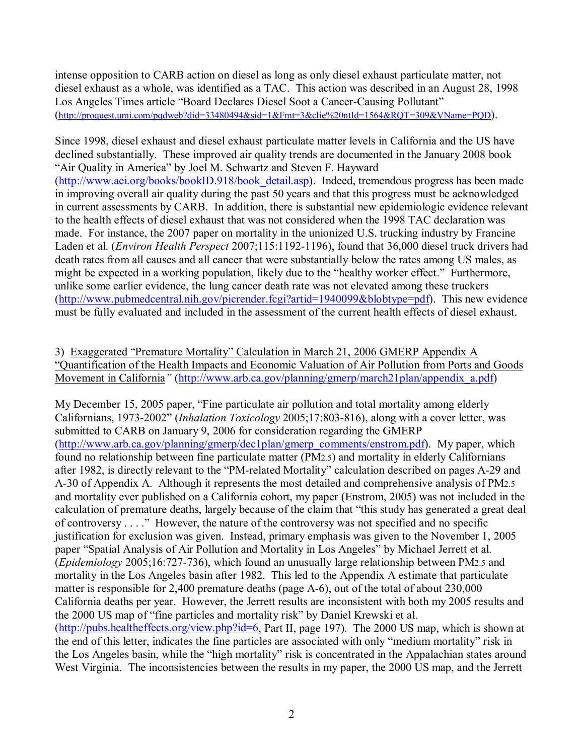intense opposition to CARB action on diesel as long as only diesel exhaust particulate matter, not diesel exhaust as a whole, was identified as a TAC. This action was described in an August 28, 1998 Los Angeles Times article "Board Declares Diesel Soot a Cancer-Causing Pollutant" (http://proquest.umi.com/pqdweb?did=33480494&sid=1&Fmt=3&clie%20ntId=1564&RQT=309&VName=PQD).

Since 1998, diesel exhaust and diesel exhaust particulate matter levels in California and the US have declined substantially. These improved air quality trends are documented in the January 2008 book "Air Quality in America" by Joel M. Schwartz and Steven F. Hayward (http://www.aei.org/books/bookID.918/book_detail.asp). Indeed, tremendous progress has been made in improving overall air quality during the past 50 years and that this progress must be acknowledged in current assessments by CARB. In addition, there is substantial new epidemiologic evidence relevant to the health effects of diesel exhaust that was not considered when the 1998 TAC declaration was made. For instance, the 2007 paper on mortality in the unionized U.S. trucking industry by Francine Laden et al. (*Environ Health Perspect* 2007;115:1192-1196), found that 36,000 diesel truck drivers had death rates from all causes and all cancer that were substantially below the rates among US males, as might be expected in a working population, likely due to the "healthy worker effect." Furthermore, unlike some earlier evidence, the lung cancer death rate was not elevated among these truckers (http://www.pubmedcentral.nih.gov/picrender.fcgi?artid=1940099&blobtype=pdf). This new evidence must be fully evaluated and included in the assessment of the current health effects of diesel exhaust.

3) Exaggerated "Premature Mortality" Calculation in March 21, 2006 GMERP Appendix A "Quantification of the Health Impacts and Economic Valuation of Air Pollution from Ports and Goods Movement in California*"* (http://www.arb.ca.gov/planning/gmerp/march21plan/appendix_a.pdf)

My December 15, 2005 paper, "Fine particulate air pollution and total mortality among elderly Californians, 1973-2002" (*Inhalation Toxicology* 2005;17:803-816), along with a cover letter, was submitted to CARB on January 9, 2006 for consideration regarding the GMERP (http://www.arb.ca.gov/planning/gmerp/dec1plan/gmerp_comments/enstrom.pdf). My paper, which found no relationship between fine particulate matter ($PM_{2.5}$) and mortality in elderly Californians after 1982, is directly relevant to the "PM-related Mortality" calculation described on pages A-29 and A-30 of Appendix A. Although it represents the most detailed and comprehensive analysis of $PM_{2.5}$ and mortality ever published on a California cohort, my paper (Enstrom, 2005) was not included in the calculation of premature deaths, largely because of the claim that "this study has generated a great deal of controversy . . . ." However, the nature of the controversy was not specified and no specific justification for exclusion was given. Instead, primary emphasis was given to the November 1, 2005 paper "Spatial Analysis of Air Pollution and Mortality in Los Angeles" by Michael Jerrett et al. (*Epidemiology* 2005;16:727-736), which found an unusually large relationship between $PM_{2.5}$ and mortality in the Los Angeles basin after 1982. This led to the Appendix A estimate that particulate matter is responsible for 2,400 premature deaths (page A-6), out of the total of about 230,000 California deaths per year. However, the Jerrett results are inconsistent with both my 2005 results and the 2000 US map of "fine particles and mortality risk" by Daniel Krewski et al. (http://pubs.healtheffects.org/view.php?id=6, Part II, page 197). The 2000 US map, which is shown at the end of this letter, indicates the fine particles are associated with only "medium mortality" risk in the Los Angeles basin, while the "high mortality" risk is concentrated in the Appalachian states around West Virginia. The inconsistencies between the results in my paper, the 2000 US map, and the Jerrett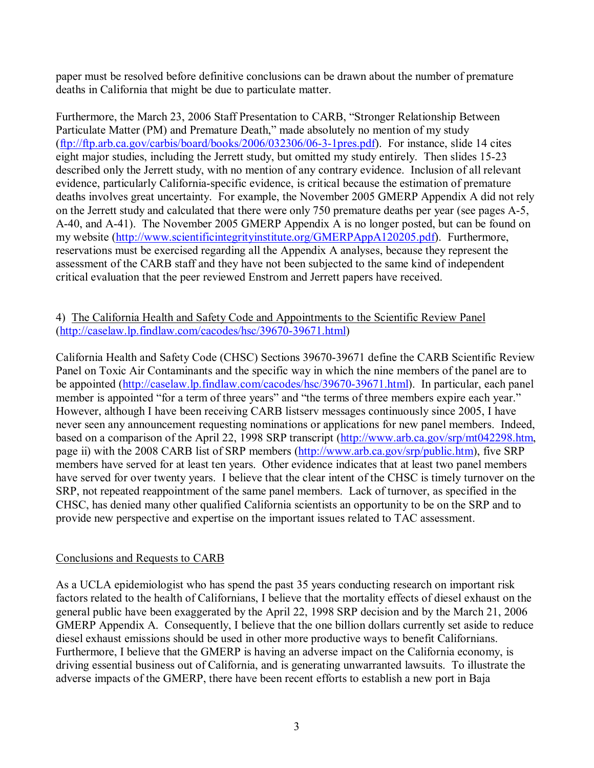paper must be resolved before definitive conclusions can be drawn about the number of premature deaths in California that might be due to particulate matter.

Furthermore, the March 23, 2006 Staff Presentation to CARB, "Stronger Relationship Between Particulate Matter (PM) and Premature Death," made absolutely no mention of my study (ftp://ftp.arb.ca.gov/carbis/board/books/2006/032306/06-3-1pres.pdf). For instance, slide 14 cites eight major studies, including the Jerrett study, but omitted my study entirely. Then slides 15-23 described only the Jerrett study, with no mention of any contrary evidence. Inclusion of all relevant evidence, particularly California-specific evidence, is critical because the estimation of premature deaths involves great uncertainty. For example, the November 2005 GMERP Appendix A did not rely on the Jerrett study and calculated that there were only 750 premature deaths per year (see pages A-5, A-40, and A-41). The November 2005 GMERP Appendix A is no longer posted, but can be found on my website (http://www.scientificintegrityinstitute.org/GMERPAppA120205.pdf). Furthermore, reservations must be exercised regarding all the Appendix A analyses, because they represent the assessment of the CARB staff and they have not been subjected to the same kind of independent critical evaluation that the peer reviewed Enstrom and Jerrett papers have received.

4) <u>The California Health and Safety Code and Appointments to the Scientific Review Panel</u> (http://caselaw.lp.findlaw.com/cacodes/hsc/39670-39671.html)

California Health and Safety Code (CHSC) Sections 39670-39671 define the CARB Scientific Review Panel on Toxic Air Contaminants and the specific way in which the nine members of the panel are to be appointed (http://caselaw.lp.findlaw.com/cacodes/hsc/39670-39671.html). In particular, each panel member is appointed "for a term of three years" and "the terms of three members expire each year." However, although I have been receiving CARB listserv messages continuously since 2005, I have never seen any announcement requesting nominations or applications for new panel members. Indeed, based on a comparison of the April 22, 1998 SRP transcript (http://www.arb.ca.gov/srp/mt042298.htm, page ii) with the 2008 CARB list of SRP members (http://www.arb.ca.gov/srp/public.htm), five SRP members have served for at least ten years. Other evidence indicates that at least two panel members have served for over twenty years. I believe that the clear intent of the CHSC is timely turnover on the SRP, not repeated reappointment of the same panel members. Lack of turnover, as specified in the CHSC, has denied many other qualified California scientists an opportunity to be on the SRP and to provide new perspective and expertise on the important issues related to TAC assessment.

<u>Conclusions and Requests to CARB</u>

As a UCLA epidemiologist who has spend the past 35 years conducting research on important risk factors related to the health of Californians, I believe that the mortality effects of diesel exhaust on the general public have been exaggerated by the April 22, 1998 SRP decision and by the March 21, 2006 GMERP Appendix A. Consequently, I believe that the one billion dollars currently set aside to reduce diesel exhaust emissions should be used in other more productive ways to benefit Californians. Furthermore, I believe that the GMERP is having an adverse impact on the California economy, is driving essential business out of California, and is generating unwarranted lawsuits. To illustrate the adverse impacts of the GMERP, there have been recent efforts to establish a new port in Baja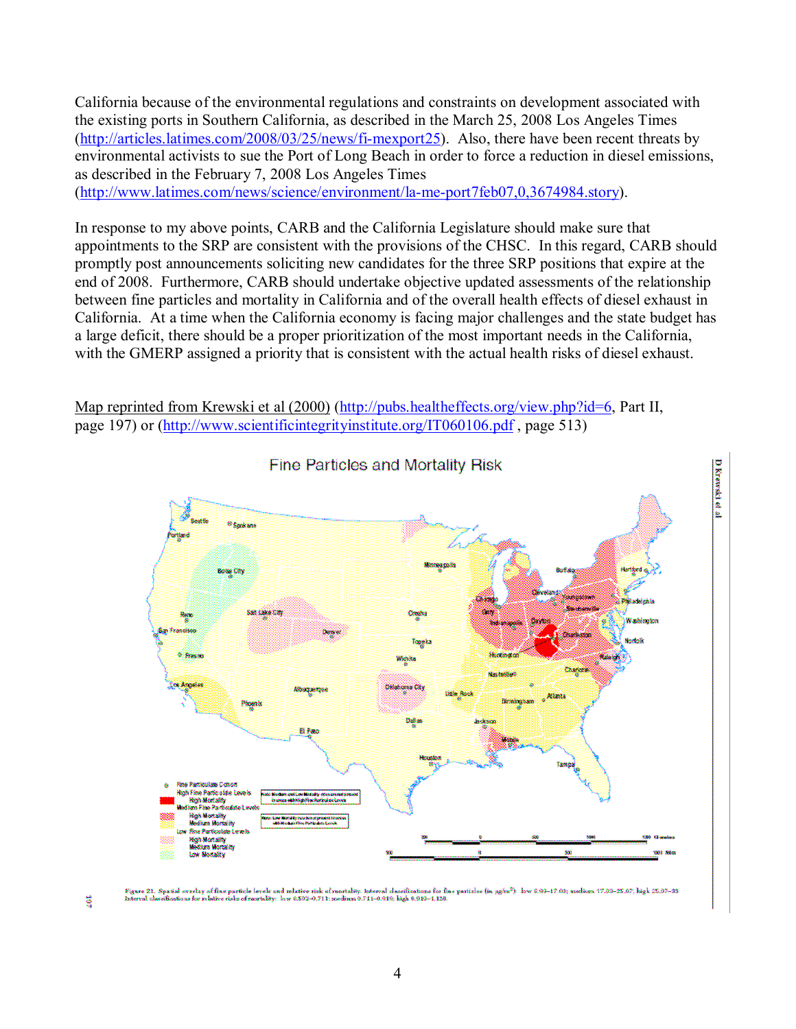California because of the environmental regulations and constraints on development associated with the existing ports in Southern California, as described in the March 25, 2008 Los Angeles Times (http://articles.latimes.com/2008/03/25/news/fi-mexport25). Also, there have been recent threats by environmental activists to sue the Port of Long Beach in order to force a reduction in diesel emissions, as described in the February 7, 2008 Los Angeles Times (http://www.latimes.com/news/science/environment/la-me-port7feb07,0,3674984.story).

In response to my above points, CARB and the California Legislature should make sure that appointments to the SRP are consistent with the provisions of the CHSC. In this regard, CARB should promptly post announcements soliciting new candidates for the three SRP positions that expire at the end of 2008. Furthermore, CARB should undertake objective updated assessments of the relationship between fine particles and mortality in California and of the overall health effects of diesel exhaust in California. At a time when the California economy is facing major challenges and the state budget has a large deficit, there should be a proper prioritization of the most important needs in the California, with the GMERP assigned a priority that is consistent with the actual health risks of diesel exhaust.

Map reprinted from Krewski et al (2000) (http://pubs.healtheffects.org/view.php?id=6, Part II, page 197) or (http://www.scientificintegrityinstitute.org/IT060106.pdf , page 513)

Fine Particles and Mortality Risk

Seattle
Spokane
Portland
Boise City
Minneapolis
Buffalo
Hartford
Cleveland
Youngstown
Philadelphia
Chicago
Gary
Steubenville
Washington
Indianapolis
Dayton
Charleston
Norfolk
Salt Lake City
Omaha
Reno
San Francisco
Denver
Topeka
Huntington
Raleigh
Fresno
Wichita
Nashville
Charlotte
Los Angeles
Albuquerque
Oklahoma City
Little Rock
Atlanta
Phoenix
Birmingham
Dallas
Jackson
El Paso
Mobile
Houston
Tampa

Fine Particulate Cohort
High Fine Particulate Levels
High Mortality
Medium Fine Particulate Levels
High Mortality
Medium Mortality
Low Fine Particulate Levels
High Mortality
Medium Mortality
Low Mortality

Note: Medium and Low Mortality rates are not present in areas with High Fine Particulate Levels

Note: Low Mortality rates are not present in areas with Medium Fine Particulate Levels

Kilometers
Miles

D Krewski et al

Figure 21. Spatial overlay of fine particle levels and relative risk of mortality. Interval classifications for fine particles (in µg/m³): low 9.00–17.03; medium 17.03–25.07; high 25.07–33. Interval classifications for relative risks of mortality: low 0.502–0.711; medium 0.711–0.919; high 0.919–1.128.